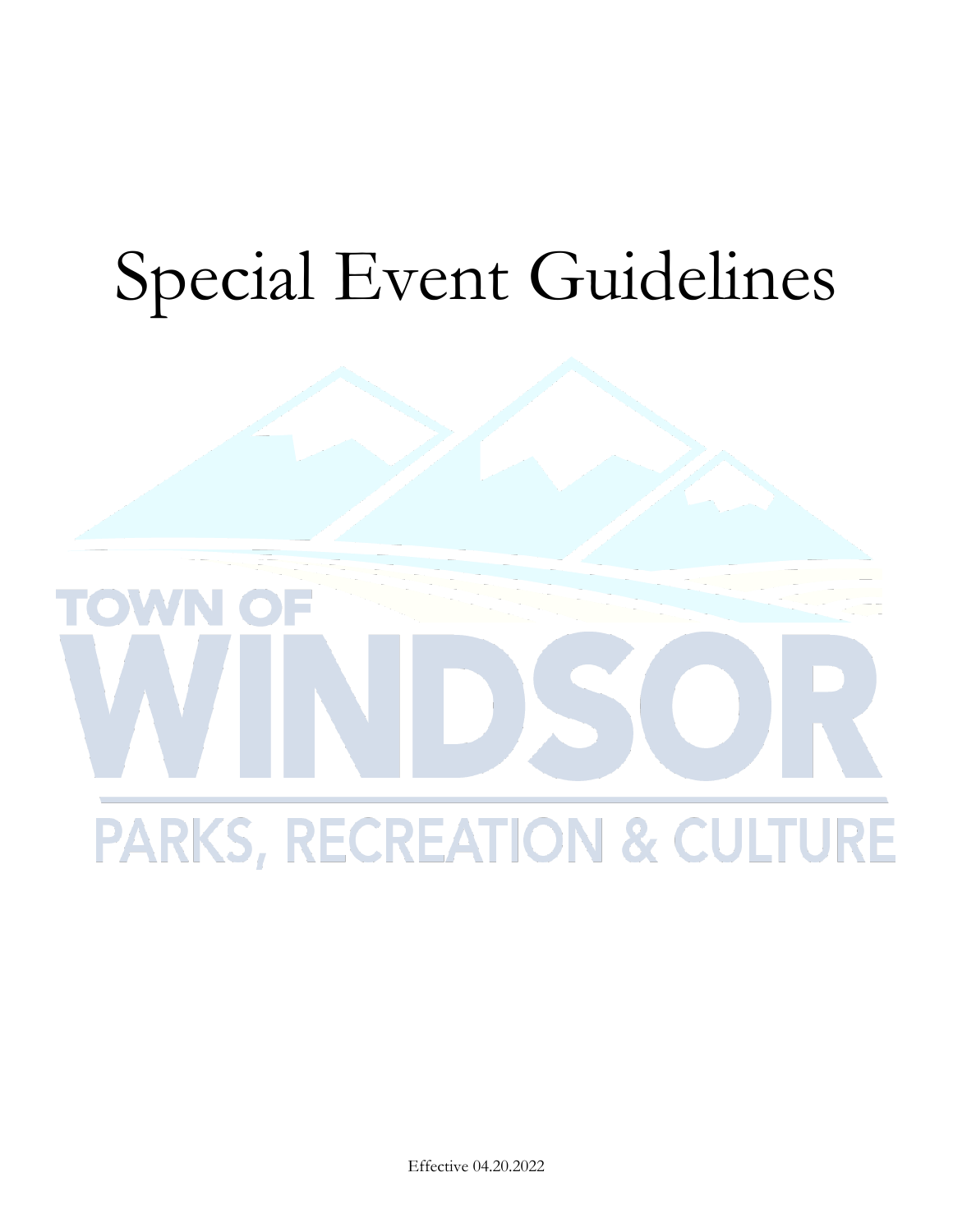# Special Event Guidelines

TOWN OF WINDSOR

PARKS, RECREATION & CULTURE

Effective 04.20.2022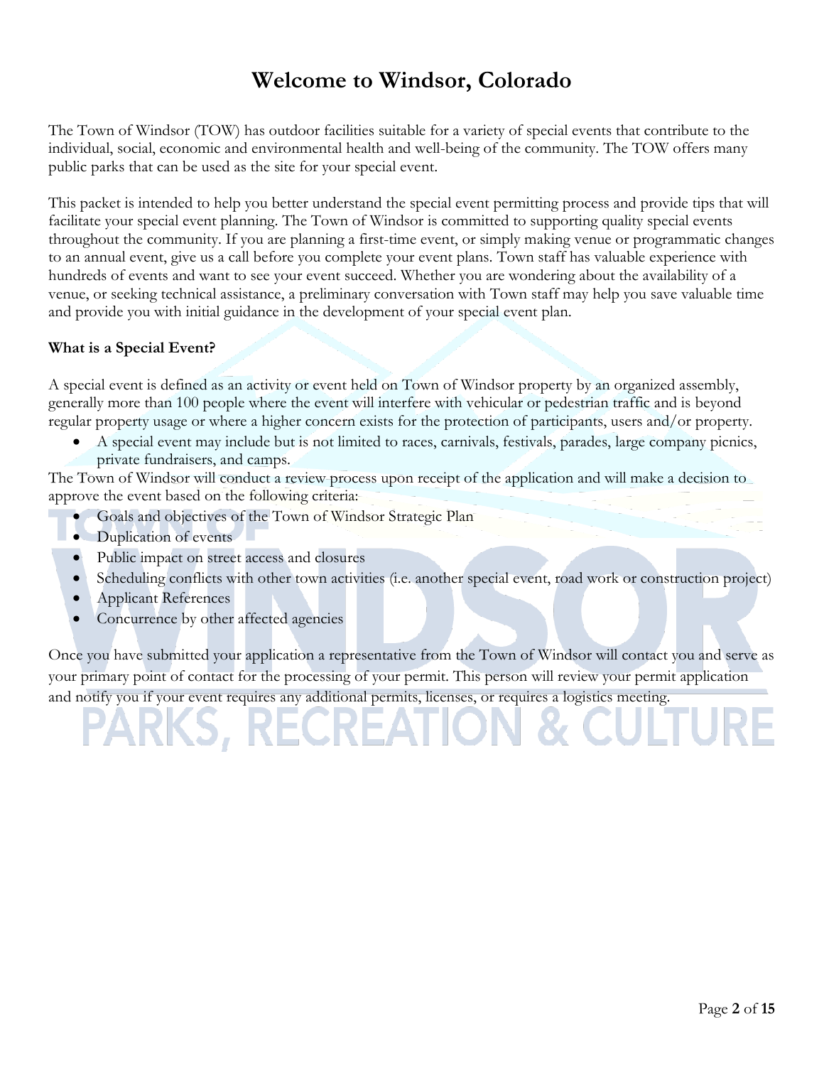# Welcome to Windsor, Colorado

The Town of Windsor (TOW) has outdoor facilities suitable for a variety of special events that contribute to the individual, social, economic and environmental health and well-being of the community. The TOW offers many public parks that can be used as the site for your special event.

This packet is intended to help you better understand the special event permitting process and provide tips that will facilitate your special event planning. The Town of Windsor is committed to supporting quality special events throughout the community. If you are planning a first-time event, or simply making venue or programmatic changes to an annual event, give us a call before you complete your event plans. Town staff has valuable experience with hundreds of events and want to see your event succeed. Whether you are wondering about the availability of a venue, or seeking technical assistance, a preliminary conversation with Town staff may help you save valuable time and provide you with initial guidance in the development of your special event plan.

**What is a Special Event?**

A special event is defined as an activity or event held on Town of Windsor property by an organized assembly, generally more than 100 people where the event will interfere with vehicular or pedestrian traffic and is beyond regular property usage or where a higher concern exists for the protection of participants, users and/or property.

- A special event may include but is not limited to races, carnivals, festivals, parades, large company picnics, private fundraisers, and camps.

The Town of Windsor will conduct a review process upon receipt of the application and will make a decision to approve the event based on the following criteria:

- Goals and objectives of the Town of Windsor Strategic Plan
- Duplication of events
- Public impact on street access and closures
- Scheduling conflicts with other town activities (i.e. another special event, road work or construction project)
- Applicant References
- Concurrence by other affected agencies

Once you have submitted your application a representative from the Town of Windsor will contact you and serve as your primary point of contact for the processing of your permit. This person will review your permit application and notify you if your event requires any additional permits, licenses, or requires a logistics meeting.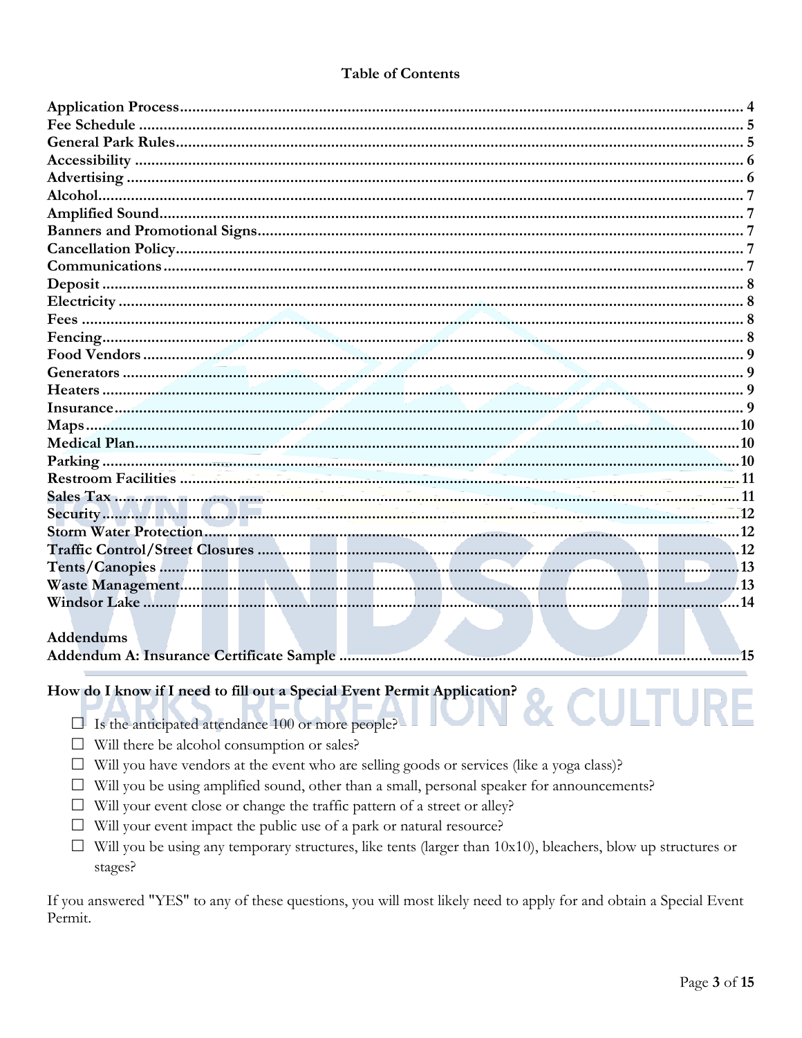## Table of Contents

| | |
|---|---|
| **Application Process** | **4** |
| **Fee Schedule** | **5** |
| **General Park Rules** | **5** |
| **Accessibility** | **6** |
| **Advertising** | **6** |
| **Alcohol** | **7** |
| **Amplified Sound** | **7** |
| **Banners and Promotional Signs** | **7** |
| **Cancellation Policy** | **7** |
| **Communications** | **7** |
| **Deposit** | **8** |
| **Electricity** | **8** |
| **Fees** | **8** |
| **Fencing** | **8** |
| **Food Vendors** | **9** |
| **Generators** | **9** |
| **Heaters** | **9** |
| **Insurance** | **9** |
| **Maps** | **10** |
| **Medical Plan** | **10** |
| **Parking** | **10** |
| **Restroom Facilities** | **11** |
| **Sales Tax** | **11** |
| **Security** | **12** |
| **Storm Water Protection** | **12** |
| **Traffic Control/Street Closures** | **12** |
| **Tents/Canopies** | **13** |
| **Waste Management** | **13** |
| **Windsor Lake** | **14** |

**Addendums**

| | |
|---|---|
| **Addendum A: Insurance Certificate Sample** | **15** |

### How do I know if I need to fill out a Special Event Permit Application?

- ☐ Is the anticipated attendance 100 or more people?
- ☐ Will there be alcohol consumption or sales?
- ☐ Will you have vendors at the event who are selling goods or services (like a yoga class)?
- ☐ Will you be using amplified sound, other than a small, personal speaker for announcements?
- ☐ Will your event close or change the traffic pattern of a street or alley?
- ☐ Will your event impact the public use of a park or natural resource?
- ☐ Will you be using any temporary structures, like tents (larger than 10x10), bleachers, blow up structures or stages?

If you answered "YES" to any of these questions, you will most likely need to apply for and obtain a Special Event Permit.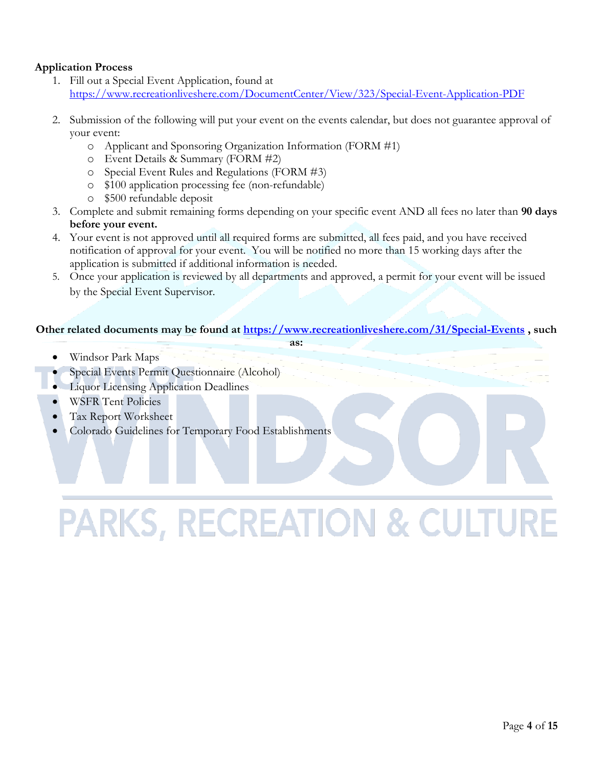**Application Process**

1. Fill out a Special Event Application, found at https://www.recreationliveshere.com/DocumentCenter/View/323/Special-Event-Application-PDF
2. Submission of the following will put your event on the events calendar, but does not guarantee approval of your event:
   - Applicant and Sponsoring Organization Information (FORM #1)
   - Event Details & Summary (FORM #2)
   - Special Event Rules and Regulations (FORM #3)
   - $100 application processing fee (non-refundable)
   - $500 refundable deposit
3. Complete and submit remaining forms depending on your specific event AND all fees no later than **90 days before your event.**
4. Your event is not approved until all required forms are submitted, all fees paid, and you have received notification of approval for your event. You will be notified no more than 15 working days after the application is submitted if additional information is needed.
5. Once your application is reviewed by all departments and approved, a permit for your event will be issued by the Special Event Supervisor.

**Other related documents may be found at https://www.recreationliveshere.com/31/Special-Events , such as:**

- Windsor Park Maps
- Special Events Permit Questionnaire (Alcohol)
- Liquor Licensing Application Deadlines
- WSFR Tent Policies
- Tax Report Worksheet
- Colorado Guidelines for Temporary Food Establishments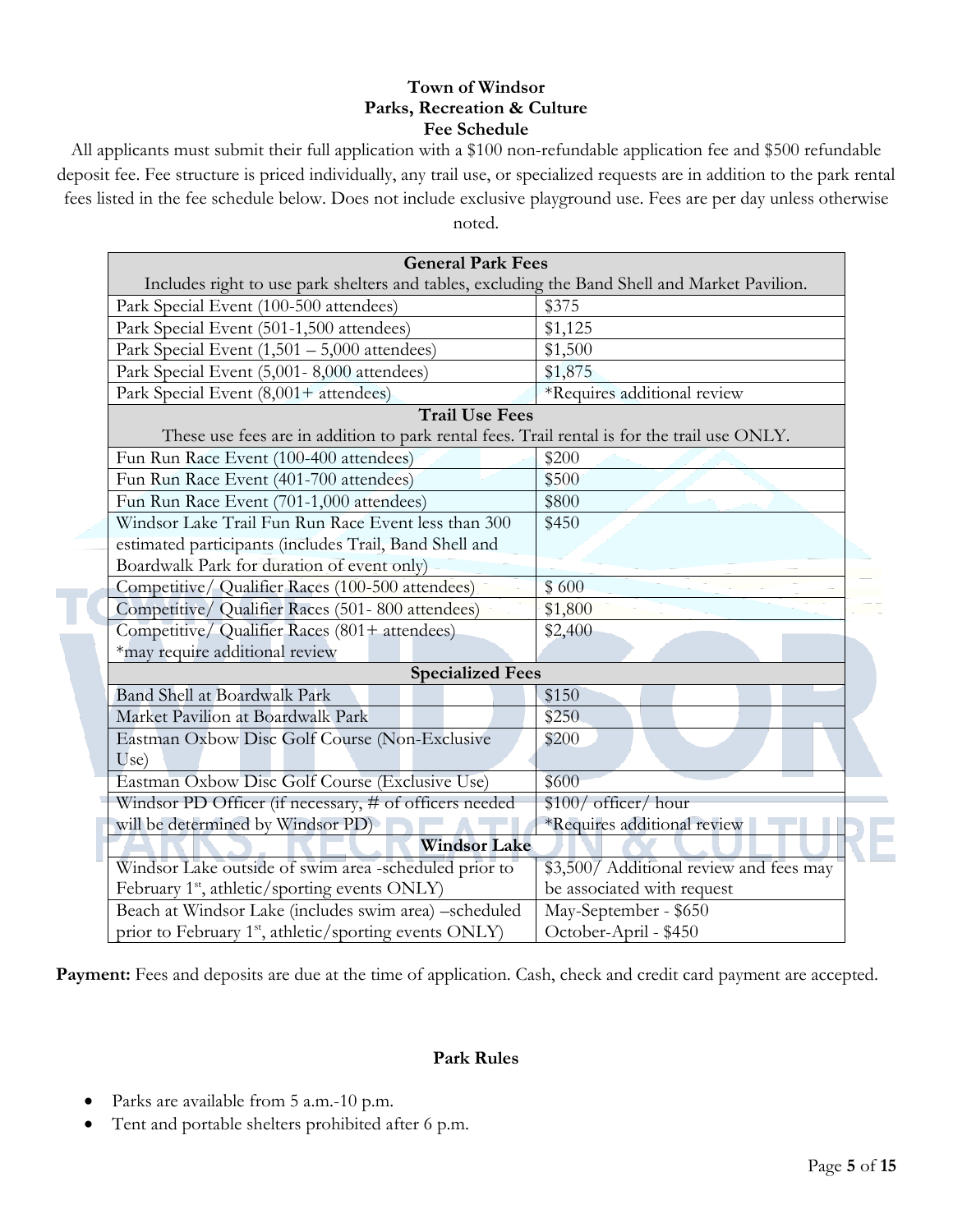# Town of Windsor
## Parks, Recreation & Culture
## Fee Schedule

All applicants must submit their full application with a $100 non-refundable application fee and $500 refundable deposit fee. Fee structure is priced individually, any trail use, or specialized requests are in addition to the park rental fees listed in the fee schedule below. Does not include exclusive playground use. Fees are per day unless otherwise noted.

| **General Park Fees** Includes right to use park shelters and tables, excluding the Band Shell and Market Pavilion. | |
|---|---|
| Park Special Event (100-500 attendees) | $375 |
| Park Special Event (501-1,500 attendees) | $1,125 |
| Park Special Event (1,501 – 5,000 attendees) | $1,500 |
| Park Special Event (5,001- 8,000 attendees) | $1,875 |
| Park Special Event (8,001+ attendees) | *Requires additional review |
| **Trail Use Fees** These use fees are in addition to park rental fees. Trail rental is for the trail use ONLY. | |
| Fun Run Race Event (100-400 attendees) | $200 |
| Fun Run Race Event (401-700 attendees) | $500 |
| Fun Run Race Event (701-1,000 attendees) | $800 |
| Windsor Lake Trail Fun Run Race Event less than 300 estimated participants (includes Trail, Band Shell and Boardwalk Park for duration of event only) | $450 |
| Competitive/ Qualifier Races (100-500 attendees) | $ 600 |
| Competitive/ Qualifier Races (501- 800 attendees) | $1,800 |
| Competitive/ Qualifier Races (801+ attendees) *may require additional review | $2,400 |
| **Specialized Fees** | |
| Band Shell at Boardwalk Park | $150 |
| Market Pavilion at Boardwalk Park | $250 |
| Eastman Oxbow Disc Golf Course (Non-Exclusive Use) | $200 |
| Eastman Oxbow Disc Golf Course (Exclusive Use) | $600 |
| Windsor PD Officer (if necessary, # of officers needed will be determined by Windsor PD) | $100/ officer/ hour *Requires additional review |
| **Windsor Lake** | |
| Windsor Lake outside of swim area -scheduled prior to February 1st, athletic/sporting events ONLY) | $3,500/ Additional review and fees may be associated with request |
| Beach at Windsor Lake (includes swim area) –scheduled prior to February 1st, athletic/sporting events ONLY) | May-September - $650 October-April - $450 |

**Payment:** Fees and deposits are due at the time of application. Cash, check and credit card payment are accepted.

### Park Rules

- Parks are available from 5 a.m.-10 p.m.
- Tent and portable shelters prohibited after 6 p.m.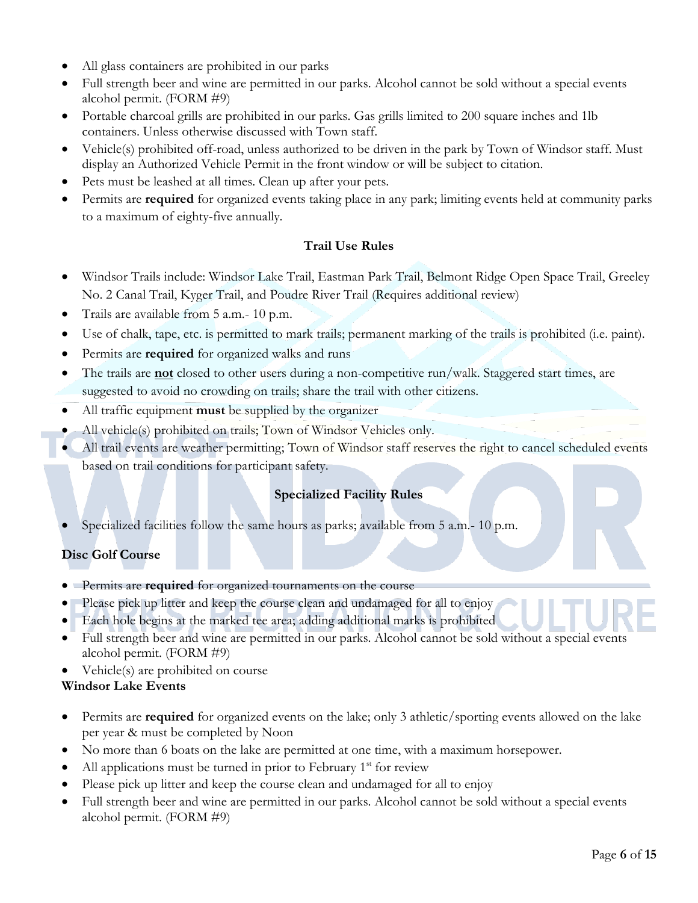- All glass containers are prohibited in our parks
- Full strength beer and wine are permitted in our parks. Alcohol cannot be sold without a special events alcohol permit. (FORM #9)
- Portable charcoal grills are prohibited in our parks. Gas grills limited to 200 square inches and 1lb containers. Unless otherwise discussed with Town staff.
- Vehicle(s) prohibited off-road, unless authorized to be driven in the park by Town of Windsor staff. Must display an Authorized Vehicle Permit in the front window or will be subject to citation.
- Pets must be leashed at all times. Clean up after your pets.
- Permits are **required** for organized events taking place in any park; limiting events held at community parks to a maximum of eighty-five annually.

### Trail Use Rules

- Windsor Trails include: Windsor Lake Trail, Eastman Park Trail, Belmont Ridge Open Space Trail, Greeley No. 2 Canal Trail, Kyger Trail, and Poudre River Trail (Requires additional review)
- Trails are available from 5 a.m.- 10 p.m.
- Use of chalk, tape, etc. is permitted to mark trails; permanent marking of the trails is prohibited (i.e. paint).
- Permits are **required** for organized walks and runs
- The trails are **not** closed to other users during a non-competitive run/walk. Staggered start times, are suggested to avoid no crowding on trails; share the trail with other citizens.
- All traffic equipment **must** be supplied by the organizer
- All vehicle(s) prohibited on trails; Town of Windsor Vehicles only.
- All trail events are weather permitting; Town of Windsor staff reserves the right to cancel scheduled events based on trail conditions for participant safety.

### Specialized Facility Rules

- Specialized facilities follow the same hours as parks; available from 5 a.m.- 10 p.m.

**Disc Golf Course**

- Permits are **required** for organized tournaments on the course
- Please pick up litter and keep the course clean and undamaged for all to enjoy
- Each hole begins at the marked tee area; adding additional marks is prohibited
- Full strength beer and wine are permitted in our parks. Alcohol cannot be sold without a special events alcohol permit. (FORM #9)
- Vehicle(s) are prohibited on course

**Windsor Lake Events**

- Permits are **required** for organized events on the lake; only 3 athletic/sporting events allowed on the lake per year & must be completed by Noon
- No more than 6 boats on the lake are permitted at one time, with a maximum horsepower.
- All applications must be turned in prior to February 1st for review
- Please pick up litter and keep the course clean and undamaged for all to enjoy
- Full strength beer and wine are permitted in our parks. Alcohol cannot be sold without a special events alcohol permit. (FORM #9)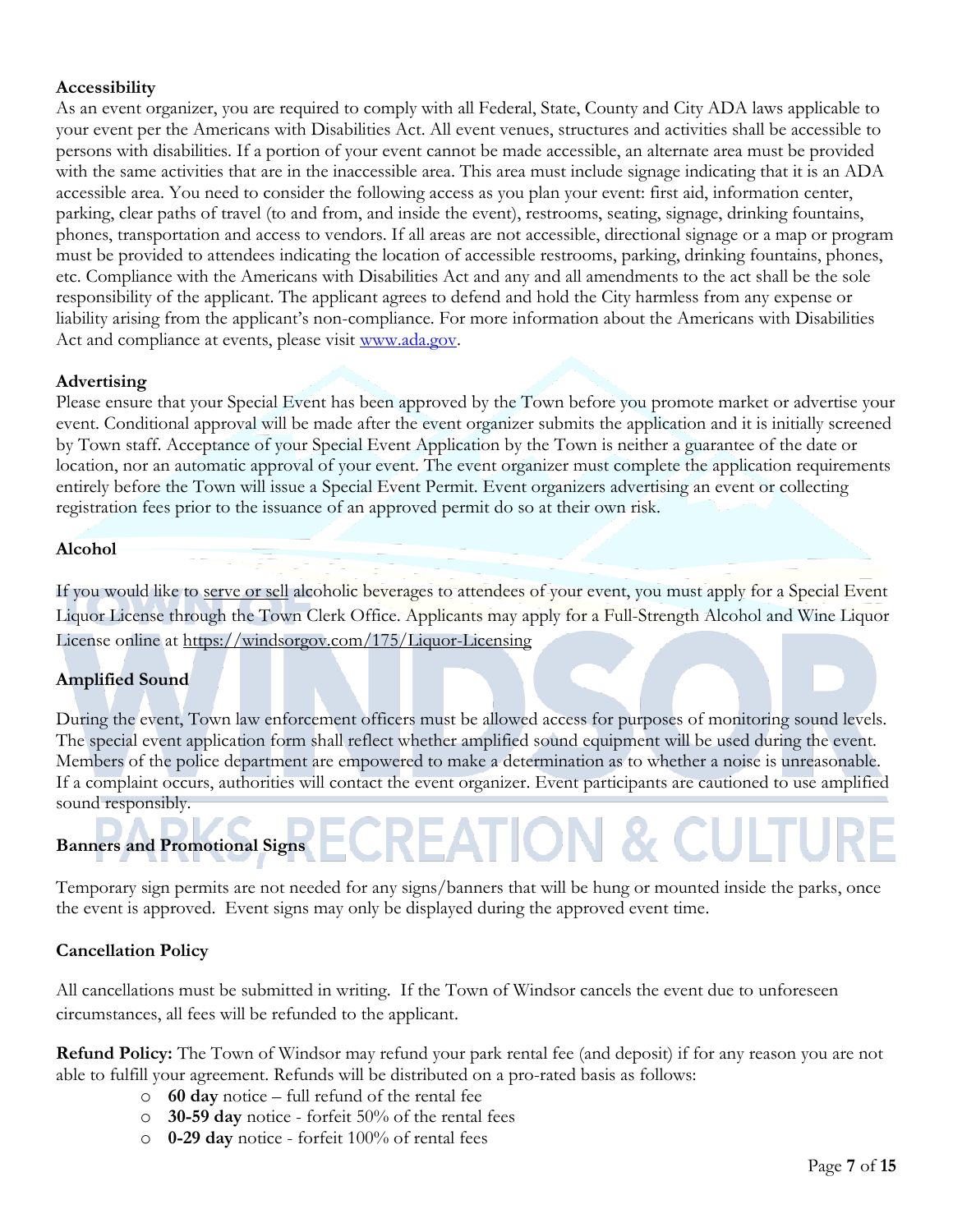**Accessibility**

As an event organizer, you are required to comply with all Federal, State, County and City ADA laws applicable to your event per the Americans with Disabilities Act. All event venues, structures and activities shall be accessible to persons with disabilities. If a portion of your event cannot be made accessible, an alternate area must be provided with the same activities that are in the inaccessible area. This area must include signage indicating that it is an ADA accessible area. You need to consider the following access as you plan your event: first aid, information center, parking, clear paths of travel (to and from, and inside the event), restrooms, seating, signage, drinking fountains, phones, transportation and access to vendors. If all areas are not accessible, directional signage or a map or program must be provided to attendees indicating the location of accessible restrooms, parking, drinking fountains, phones, etc. Compliance with the Americans with Disabilities Act and any and all amendments to the act shall be the sole responsibility of the applicant. The applicant agrees to defend and hold the City harmless from any expense or liability arising from the applicant's non-compliance. For more information about the Americans with Disabilities Act and compliance at events, please visit www.ada.gov.

**Advertising**

Please ensure that your Special Event has been approved by the Town before you promote market or advertise your event. Conditional approval will be made after the event organizer submits the application and it is initially screened by Town staff. Acceptance of your Special Event Application by the Town is neither a guarantee of the date or location, nor an automatic approval of your event. The event organizer must complete the application requirements entirely before the Town will issue a Special Event Permit. Event organizers advertising an event or collecting registration fees prior to the issuance of an approved permit do so at their own risk.

**Alcohol**

If you would like to serve or sell alcoholic beverages to attendees of your event, you must apply for a Special Event Liquor License through the Town Clerk Office. Applicants may apply for a Full-Strength Alcohol and Wine Liquor License online at https://windsorgov.com/175/Liquor-Licensing

**Amplified Sound**

During the event, Town law enforcement officers must be allowed access for purposes of monitoring sound levels. The special event application form shall reflect whether amplified sound equipment will be used during the event. Members of the police department are empowered to make a determination as to whether a noise is unreasonable. If a complaint occurs, authorities will contact the event organizer. Event participants are cautioned to use amplified sound responsibly.

**Banners and Promotional Signs**

Temporary sign permits are not needed for any signs/banners that will be hung or mounted inside the parks, once the event is approved. Event signs may only be displayed during the approved event time.

**Cancellation Policy**

All cancellations must be submitted in writing. If the Town of Windsor cancels the event due to unforeseen circumstances, all fees will be refunded to the applicant.

**Refund Policy:** The Town of Windsor may refund your park rental fee (and deposit) if for any reason you are not able to fulfill your agreement. Refunds will be distributed on a pro-rated basis as follows:

- **60 day** notice – full refund of the rental fee
- **30-59 day** notice - forfeit 50% of the rental fees
- **0-29 day** notice - forfeit 100% of rental fees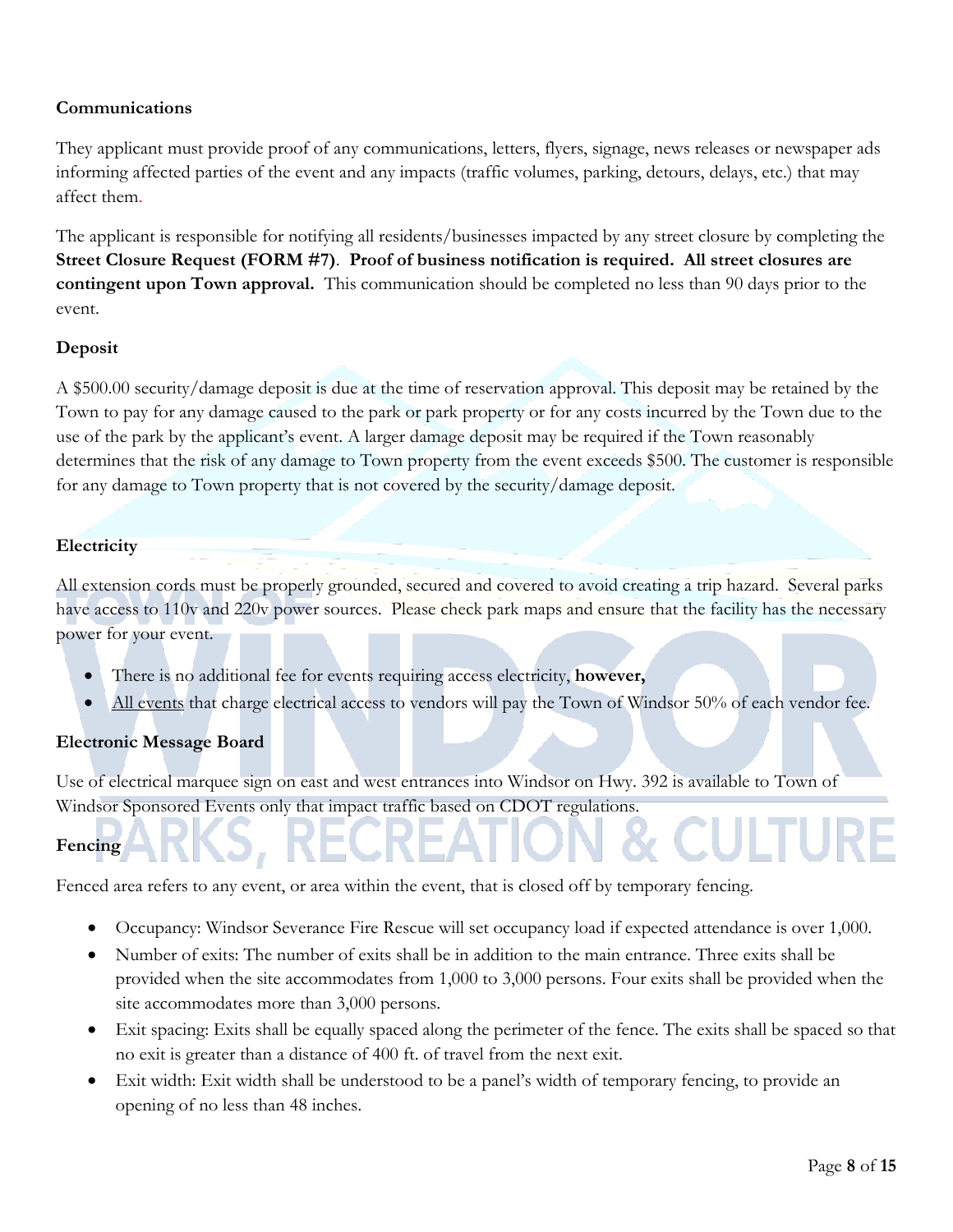**Communications**

They applicant must provide proof of any communications, letters, flyers, signage, news releases or newspaper ads informing affected parties of the event and any impacts (traffic volumes, parking, detours, delays, etc.) that may affect them.

The applicant is responsible for notifying all residents/businesses impacted by any street closure by completing the **Street Closure Request (FORM #7)**. **Proof of business notification is required. All street closures are contingent upon Town approval.** This communication should be completed no less than 90 days prior to the event.

**Deposit**

A $500.00 security/damage deposit is due at the time of reservation approval. This deposit may be retained by the Town to pay for any damage caused to the park or park property or for any costs incurred by the Town due to the use of the park by the applicant's event. A larger damage deposit may be required if the Town reasonably determines that the risk of any damage to Town property from the event exceeds $500. The customer is responsible for any damage to Town property that is not covered by the security/damage deposit.

**Electricity**

All extension cords must be properly grounded, secured and covered to avoid creating a trip hazard. Several parks have access to 110v and 220v power sources. Please check park maps and ensure that the facility has the necessary power for your event.

- There is no additional fee for events requiring access electricity, **however,**
- All events that charge electrical access to vendors will pay the Town of Windsor 50% of each vendor fee.

**Electronic Message Board**

Use of electrical marquee sign on east and west entrances into Windsor on Hwy. 392 is available to Town of Windsor Sponsored Events only that impact traffic based on CDOT regulations.

**Fencing**

Fenced area refers to any event, or area within the event, that is closed off by temporary fencing.

- Occupancy: Windsor Severance Fire Rescue will set occupancy load if expected attendance is over 1,000.
- Number of exits: The number of exits shall be in addition to the main entrance. Three exits shall be provided when the site accommodates from 1,000 to 3,000 persons. Four exits shall be provided when the site accommodates more than 3,000 persons.
- Exit spacing: Exits shall be equally spaced along the perimeter of the fence. The exits shall be spaced so that no exit is greater than a distance of 400 ft. of travel from the next exit.
- Exit width: Exit width shall be understood to be a panel's width of temporary fencing, to provide an opening of no less than 48 inches.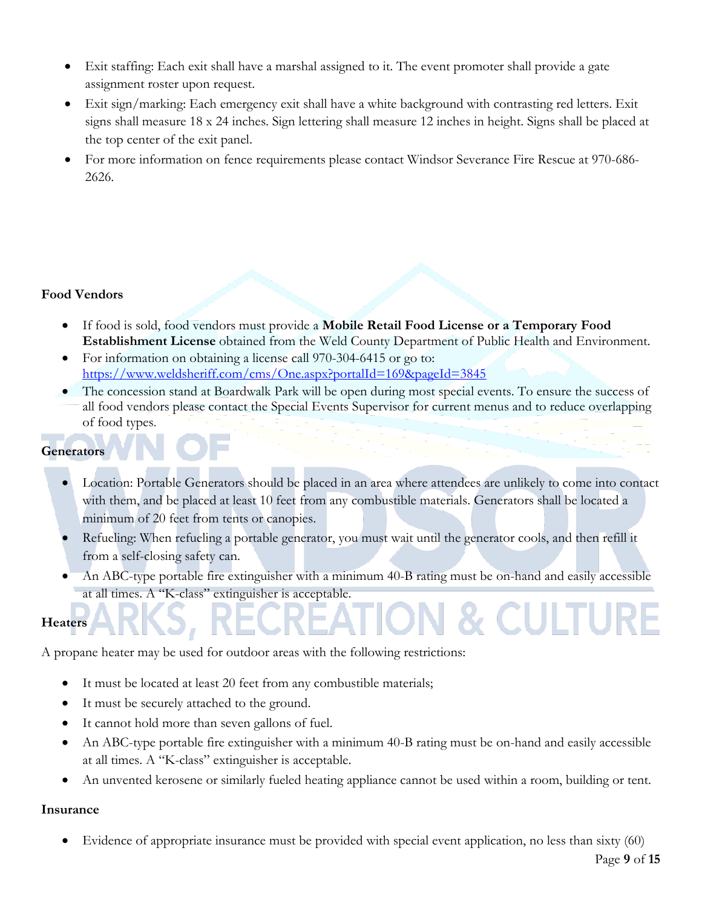- Exit staffing: Each exit shall have a marshal assigned to it. The event promoter shall provide a gate assignment roster upon request.
- Exit sign/marking: Each emergency exit shall have a white background with contrasting red letters. Exit signs shall measure 18 x 24 inches. Sign lettering shall measure 12 inches in height. Signs shall be placed at the top center of the exit panel.
- For more information on fence requirements please contact Windsor Severance Fire Rescue at 970-686-2626.

### Food Vendors

- If food is sold, food vendors must provide a **Mobile Retail Food License or a Temporary Food Establishment License** obtained from the Weld County Department of Public Health and Environment.
- For information on obtaining a license call 970-304-6415 or go to: https://www.weldsheriff.com/cms/One.aspx?portalId=169&pageId=3845
- The concession stand at Boardwalk Park will be open during most special events. To ensure the success of all food vendors please contact the Special Events Supervisor for current menus and to reduce overlapping of food types.

### Generators

- Location: Portable Generators should be placed in an area where attendees are unlikely to come into contact with them, and be placed at least 10 feet from any combustible materials. Generators shall be located a minimum of 20 feet from tents or canopies.
- Refueling: When refueling a portable generator, you must wait until the generator cools, and then refill it from a self-closing safety can.
- An ABC-type portable fire extinguisher with a minimum 40-B rating must be on-hand and easily accessible at all times. A "K-class" extinguisher is acceptable.

### Heaters

A propane heater may be used for outdoor areas with the following restrictions:

- It must be located at least 20 feet from any combustible materials;
- It must be securely attached to the ground.
- It cannot hold more than seven gallons of fuel.
- An ABC-type portable fire extinguisher with a minimum 40-B rating must be on-hand and easily accessible at all times. A "K-class" extinguisher is acceptable.
- An unvented kerosene or similarly fueled heating appliance cannot be used within a room, building or tent.

### Insurance

- Evidence of appropriate insurance must be provided with special event application, no less than sixty (60)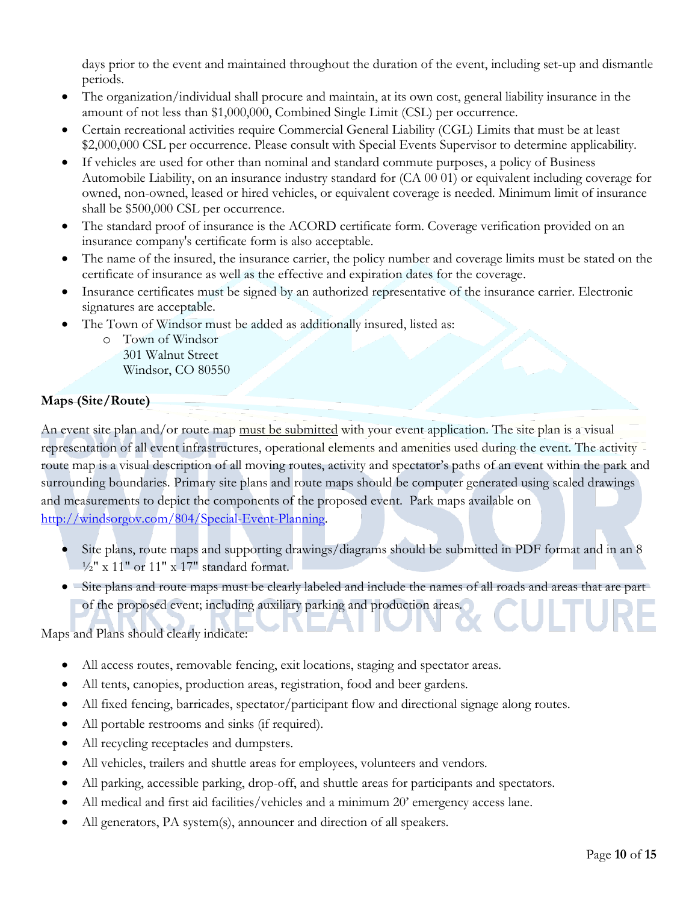days prior to the event and maintained throughout the duration of the event, including set-up and dismantle periods.

- The organization/individual shall procure and maintain, at its own cost, general liability insurance in the amount of not less than $1,000,000, Combined Single Limit (CSL) per occurrence.
- Certain recreational activities require Commercial General Liability (CGL) Limits that must be at least $2,000,000 CSL per occurrence. Please consult with Special Events Supervisor to determine applicability.
- If vehicles are used for other than nominal and standard commute purposes, a policy of Business Automobile Liability, on an insurance industry standard for (CA 00 01) or equivalent including coverage for owned, non-owned, leased or hired vehicles, or equivalent coverage is needed. Minimum limit of insurance shall be $500,000 CSL per occurrence.
- The standard proof of insurance is the ACORD certificate form. Coverage verification provided on an insurance company's certificate form is also acceptable.
- The name of the insured, the insurance carrier, the policy number and coverage limits must be stated on the certificate of insurance as well as the effective and expiration dates for the coverage.
- Insurance certificates must be signed by an authorized representative of the insurance carrier. Electronic signatures are acceptable.
- The Town of Windsor must be added as additionally insured, listed as:
  - Town of Windsor
    301 Walnut Street
    Windsor, CO 80550

**Maps (Site/Route)**

An event site plan and/or route map <u>must be submitted</u> with your event application. The site plan is a visual representation of all event infrastructures, operational elements and amenities used during the event. The activity route map is a visual description of all moving routes, activity and spectator's paths of an event within the park and surrounding boundaries. Primary site plans and route maps should be computer generated using scaled drawings and measurements to depict the components of the proposed event. Park maps available on [http://windsorgov.com/804/Special-Event-Planning](http://windsorgov.com/804/Special-Event-Planning).

- Site plans, route maps and supporting drawings/diagrams should be submitted in PDF format and in an 8 ½" x 11" or 11" x 17" standard format.
- Site plans and route maps must be clearly labeled and include the names of all roads and areas that are part of the proposed event; including auxiliary parking and production areas.

Maps and Plans should clearly indicate:

- All access routes, removable fencing, exit locations, staging and spectator areas.
- All tents, canopies, production areas, registration, food and beer gardens.
- All fixed fencing, barricades, spectator/participant flow and directional signage along routes.
- All portable restrooms and sinks (if required).
- All recycling receptacles and dumpsters.
- All vehicles, trailers and shuttle areas for employees, volunteers and vendors.
- All parking, accessible parking, drop-off, and shuttle areas for participants and spectators.
- All medical and first aid facilities/vehicles and a minimum 20' emergency access lane.
- All generators, PA system(s), announcer and direction of all speakers.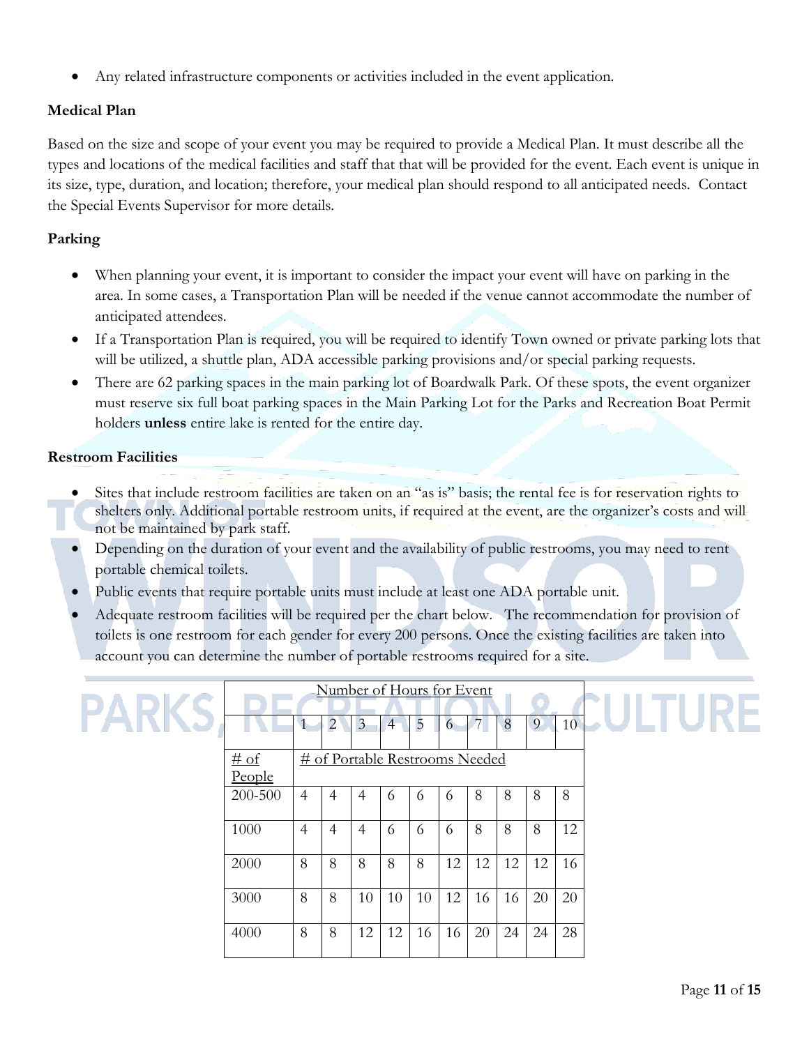- Any related infrastructure components or activities included in the event application.

**Medical Plan**

Based on the size and scope of your event you may be required to provide a Medical Plan. It must describe all the types and locations of the medical facilities and staff that that will be provided for the event. Each event is unique in its size, type, duration, and location; therefore, your medical plan should respond to all anticipated needs. Contact the Special Events Supervisor for more details.

**Parking**

- When planning your event, it is important to consider the impact your event will have on parking in the area. In some cases, a Transportation Plan will be needed if the venue cannot accommodate the number of anticipated attendees.
- If a Transportation Plan is required, you will be required to identify Town owned or private parking lots that will be utilized, a shuttle plan, ADA accessible parking provisions and/or special parking requests.
- There are 62 parking spaces in the main parking lot of Boardwalk Park. Of these spots, the event organizer must reserve six full boat parking spaces in the Main Parking Lot for the Parks and Recreation Boat Permit holders **unless** entire lake is rented for the entire day.

**Restroom Facilities**

- Sites that include restroom facilities are taken on an "as is" basis; the rental fee is for reservation rights to shelters only. Additional portable restroom units, if required at the event, are the organizer's costs and will not be maintained by park staff.
- Depending on the duration of your event and the availability of public restrooms, you may need to rent portable chemical toilets.
- Public events that require portable units must include at least one ADA portable unit.
- Adequate restroom facilities will be required per the chart below. The recommendation for provision of toilets is one restroom for each gender for every 200 persons. Once the existing facilities are taken into account you can determine the number of portable restrooms required for a site.

| | Number of Hours for Event | | | | | | | | | |
|---|---|---|---|---|---|---|---|---|---|---|
| | 1 | 2 | 3 | 4 | 5 | 6 | 7 | 8 | 9 | 10 |
| # of People | # of Portable Restrooms Needed | | | | | | | | | |
| 200-500 | 4 | 4 | 4 | 6 | 6 | 6 | 8 | 8 | 8 | 8 |
| 1000 | 4 | 4 | 4 | 6 | 6 | 6 | 8 | 8 | 8 | 12 |
| 2000 | 8 | 8 | 8 | 8 | 8 | 12 | 12 | 12 | 12 | 16 |
| 3000 | 8 | 8 | 10 | 10 | 10 | 12 | 16 | 16 | 20 | 20 |
| 4000 | 8 | 8 | 12 | 12 | 16 | 16 | 20 | 24 | 24 | 28 |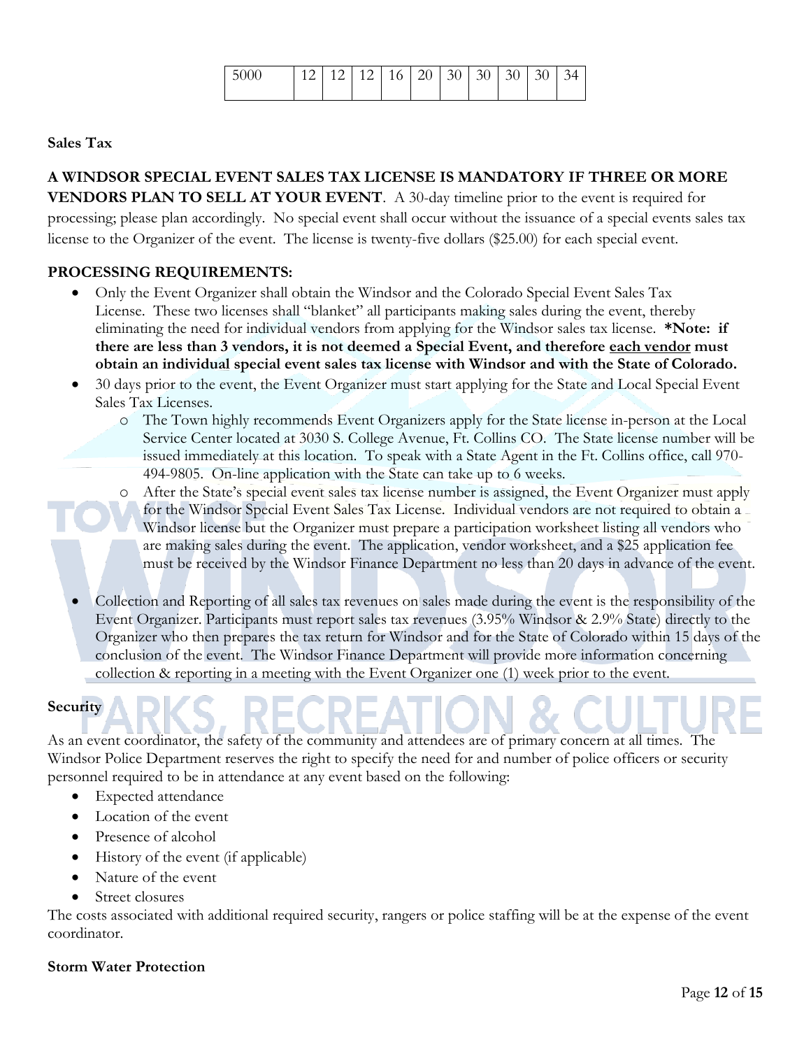| 5000 | 12 | 12 | 12 | 16 | 20 | 30 | 30 | 30 | 30 | 34 |
|---|---|---|---|---|---|---|---|---|---|---|

**Sales Tax**

**A WINDSOR SPECIAL EVENT SALES TAX LICENSE IS MANDATORY IF THREE OR MORE VENDORS PLAN TO SELL AT YOUR EVENT**. A 30-day timeline prior to the event is required for processing; please plan accordingly. No special event shall occur without the issuance of a special events sales tax license to the Organizer of the event. The license is twenty-five dollars ($25.00) for each special event.

**PROCESSING REQUIREMENTS:**

- Only the Event Organizer shall obtain the Windsor and the Colorado Special Event Sales Tax License. These two licenses shall "blanket" all participants making sales during the event, thereby eliminating the need for individual vendors from applying for the Windsor sales tax license. ***Note: if there are less than 3 vendors, it is not deemed a Special Event, and therefore <u>each vendor</u> must obtain an individual special event sales tax license with Windsor and with the State of Colorado.**
- 30 days prior to the event, the Event Organizer must start applying for the State and Local Special Event Sales Tax Licenses.
    - The Town highly recommends Event Organizers apply for the State license in-person at the Local Service Center located at 3030 S. College Avenue, Ft. Collins CO. The State license number will be issued immediately at this location. To speak with a State Agent in the Ft. Collins office, call 970-494-9805. On-line application with the State can take up to 6 weeks.
    - After the State's special event sales tax license number is assigned, the Event Organizer must apply for the Windsor Special Event Sales Tax License. Individual vendors are not required to obtain a Windsor license but the Organizer must prepare a participation worksheet listing all vendors who are making sales during the event. The application, vendor worksheet, and a $25 application fee must be received by the Windsor Finance Department no less than 20 days in advance of the event.
- Collection and Reporting of all sales tax revenues on sales made during the event is the responsibility of the Event Organizer. Participants must report sales tax revenues (3.95% Windsor & 2.9% State) directly to the Organizer who then prepares the tax return for Windsor and for the State of Colorado within 15 days of the conclusion of the event. The Windsor Finance Department will provide more information concerning collection & reporting in a meeting with the Event Organizer one (1) week prior to the event.

**Security**

As an event coordinator, the safety of the community and attendees are of primary concern at all times. The Windsor Police Department reserves the right to specify the need for and number of police officers or security personnel required to be in attendance at any event based on the following:

- Expected attendance
- Location of the event
- Presence of alcohol
- History of the event (if applicable)
- Nature of the event
- Street closures

The costs associated with additional required security, rangers or police staffing will be at the expense of the event coordinator.

**Storm Water Protection**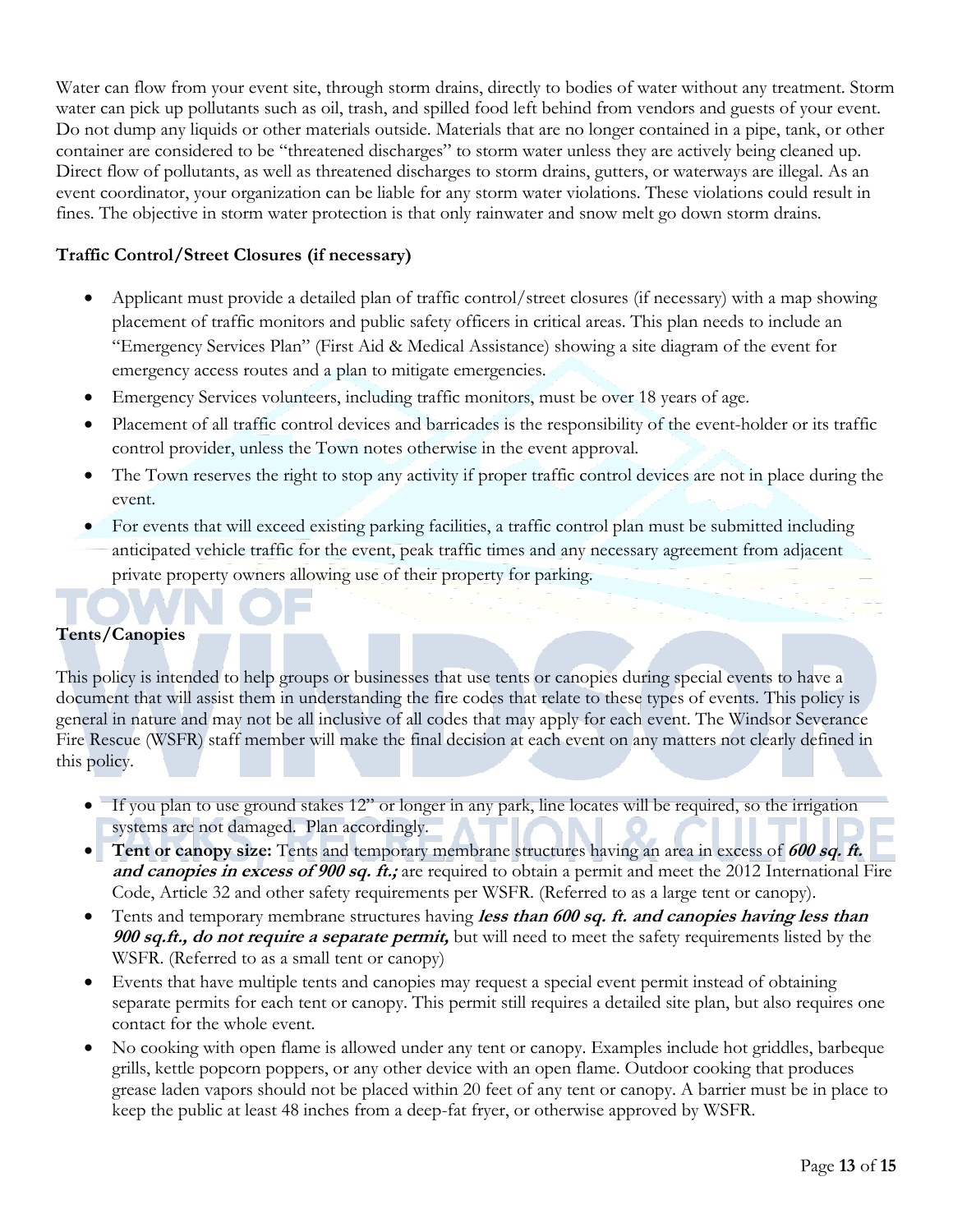Water can flow from your event site, through storm drains, directly to bodies of water without any treatment. Storm water can pick up pollutants such as oil, trash, and spilled food left behind from vendors and guests of your event. Do not dump any liquids or other materials outside. Materials that are no longer contained in a pipe, tank, or other container are considered to be "threatened discharges" to storm water unless they are actively being cleaned up. Direct flow of pollutants, as well as threatened discharges to storm drains, gutters, or waterways are illegal. As an event coordinator, your organization can be liable for any storm water violations. These violations could result in fines. The objective in storm water protection is that only rainwater and snow melt go down storm drains.

**Traffic Control/Street Closures (if necessary)**

- Applicant must provide a detailed plan of traffic control/street closures (if necessary) with a map showing placement of traffic monitors and public safety officers in critical areas. This plan needs to include an "Emergency Services Plan" (First Aid & Medical Assistance) showing a site diagram of the event for emergency access routes and a plan to mitigate emergencies.
- Emergency Services volunteers, including traffic monitors, must be over 18 years of age.
- Placement of all traffic control devices and barricades is the responsibility of the event-holder or its traffic control provider, unless the Town notes otherwise in the event approval.
- The Town reserves the right to stop any activity if proper traffic control devices are not in place during the event.
- For events that will exceed existing parking facilities, a traffic control plan must be submitted including anticipated vehicle traffic for the event, peak traffic times and any necessary agreement from adjacent private property owners allowing use of their property for parking.

**Tents/Canopies**

This policy is intended to help groups or businesses that use tents or canopies during special events to have a document that will assist them in understanding the fire codes that relate to these types of events. This policy is general in nature and may not be all inclusive of all codes that may apply for each event. The Windsor Severance Fire Rescue (WSFR) staff member will make the final decision at each event on any matters not clearly defined in this policy.

- If you plan to use ground stakes 12" or longer in any park, line locates will be required, so the irrigation systems are not damaged. Plan accordingly.
- **Tent or canopy size:** Tents and temporary membrane structures having an area in excess of ***600 sq. ft. and canopies in excess of 900 sq. ft.;*** are required to obtain a permit and meet the 2012 International Fire Code, Article 32 and other safety requirements per WSFR. (Referred to as a large tent or canopy).
- Tents and temporary membrane structures having ***less than 600 sq. ft. and canopies having less than 900 sq.ft., do not require a separate permit,*** but will need to meet the safety requirements listed by the WSFR. (Referred to as a small tent or canopy)
- Events that have multiple tents and canopies may request a special event permit instead of obtaining separate permits for each tent or canopy. This permit still requires a detailed site plan, but also requires one contact for the whole event.
- No cooking with open flame is allowed under any tent or canopy. Examples include hot griddles, barbeque grills, kettle popcorn poppers, or any other device with an open flame. Outdoor cooking that produces grease laden vapors should not be placed within 20 feet of any tent or canopy. A barrier must be in place to keep the public at least 48 inches from a deep-fat fryer, or otherwise approved by WSFR.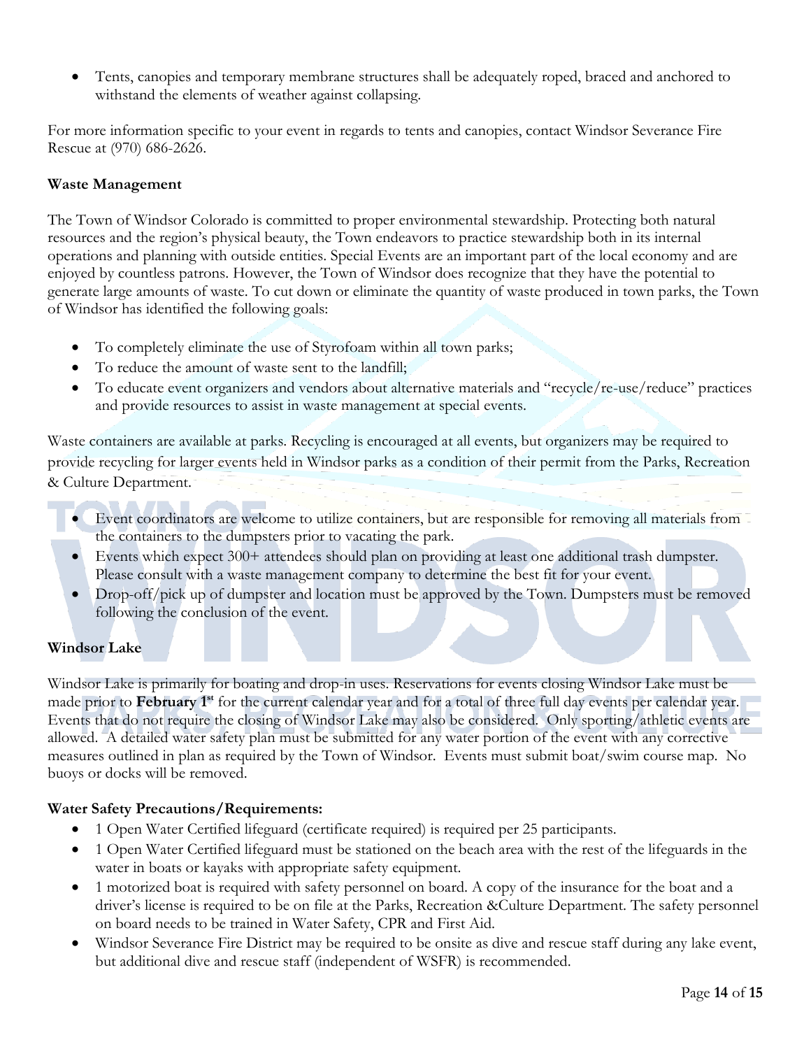- Tents, canopies and temporary membrane structures shall be adequately roped, braced and anchored to withstand the elements of weather against collapsing.

For more information specific to your event in regards to tents and canopies, contact Windsor Severance Fire Rescue at (970) 686-2626.

**Waste Management**

The Town of Windsor Colorado is committed to proper environmental stewardship. Protecting both natural resources and the region's physical beauty, the Town endeavors to practice stewardship both in its internal operations and planning with outside entities. Special Events are an important part of the local economy and are enjoyed by countless patrons. However, the Town of Windsor does recognize that they have the potential to generate large amounts of waste. To cut down or eliminate the quantity of waste produced in town parks, the Town of Windsor has identified the following goals:

- To completely eliminate the use of Styrofoam within all town parks;
- To reduce the amount of waste sent to the landfill;
- To educate event organizers and vendors about alternative materials and "recycle/re-use/reduce" practices and provide resources to assist in waste management at special events.

Waste containers are available at parks. Recycling is encouraged at all events, but organizers may be required to provide recycling for larger events held in Windsor parks as a condition of their permit from the Parks, Recreation & Culture Department.

- Event coordinators are welcome to utilize containers, but are responsible for removing all materials from the containers to the dumpsters prior to vacating the park.
- Events which expect 300+ attendees should plan on providing at least one additional trash dumpster. Please consult with a waste management company to determine the best fit for your event.
- Drop-off/pick up of dumpster and location must be approved by the Town. Dumpsters must be removed following the conclusion of the event.

**Windsor Lake**

Windsor Lake is primarily for boating and drop-in uses. Reservations for events closing Windsor Lake must be made prior to **February 1st** for the current calendar year and for a total of three full day events per calendar year. Events that do not require the closing of Windsor Lake may also be considered. Only sporting/athletic events are allowed. A detailed water safety plan must be submitted for any water portion of the event with any corrective measures outlined in plan as required by the Town of Windsor. Events must submit boat/swim course map. No buoys or docks will be removed.

**Water Safety Precautions/Requirements:**

- 1 Open Water Certified lifeguard (certificate required) is required per 25 participants.
- 1 Open Water Certified lifeguard must be stationed on the beach area with the rest of the lifeguards in the water in boats or kayaks with appropriate safety equipment.
- 1 motorized boat is required with safety personnel on board. A copy of the insurance for the boat and a driver's license is required to be on file at the Parks, Recreation &Culture Department. The safety personnel on board needs to be trained in Water Safety, CPR and First Aid.
- Windsor Severance Fire District may be required to be onsite as dive and rescue staff during any lake event, but additional dive and rescue staff (independent of WSFR) is recommended.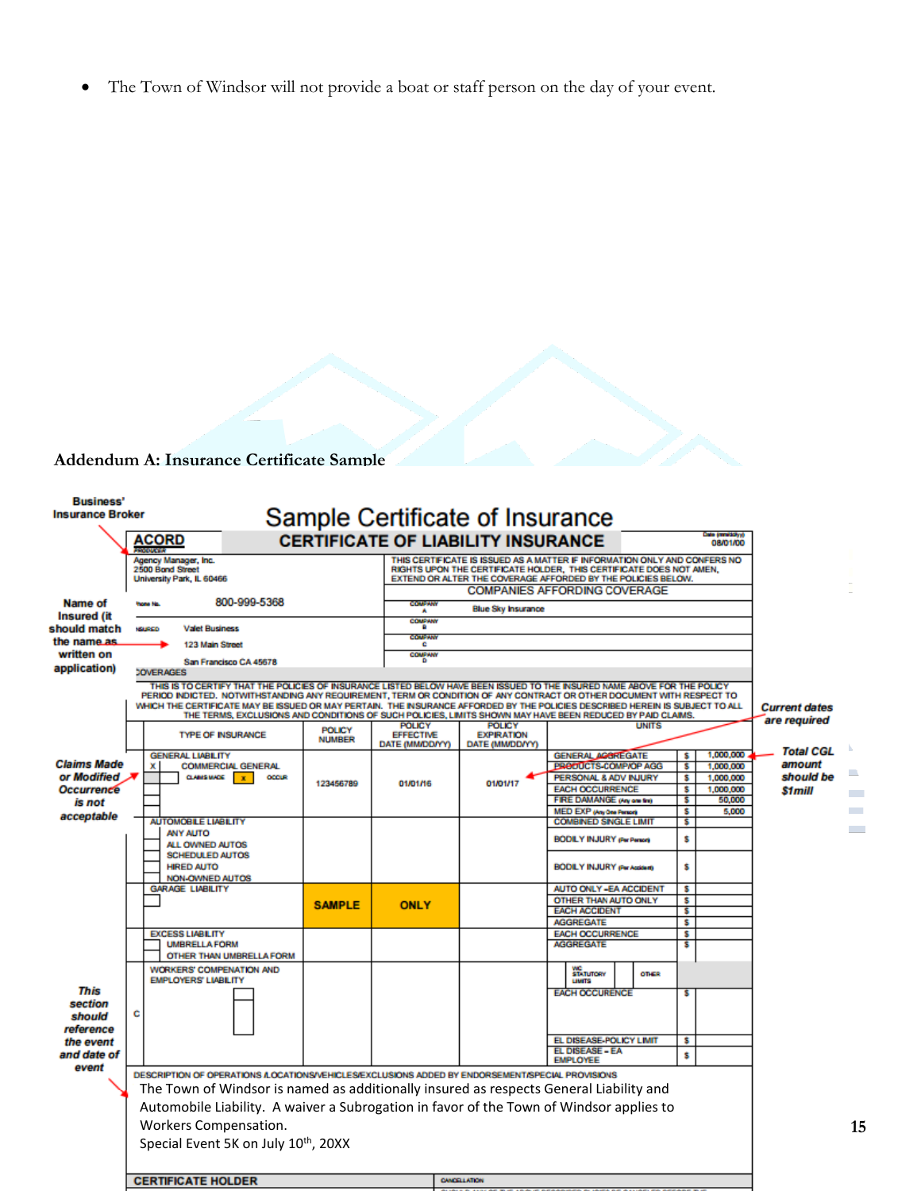- The Town of Windsor will not provide a boat or staff person on the day of your event.

## Addendum A: Insurance Certificate Sample

Business' Insurance Broker

# Sample Certificate of Insurance

**ACORD** — **CERTIFICATE OF LIABILITY INSURANCE**

Date (mm/dd/yy) 08/01/00

PRODUCER
Agency Manager, Inc.
2500 Bond Street
University Park, IL 60466

THIS CERTIFICATE IS ISSUED AS A MATTER IF INFORMATION ONLY AND CONFERS NO RIGHTS UPON THE CERTIFICATE HOLDER, THIS CERTIFICATE DOES NOT AMEN, EXTEND OR ALTER THE COVERAGE AFFORDED BY THE POLICIES BELOW.

Phone No. 800-999-5368

COMPANIES AFFORDING COVERAGE

COMPANY A Blue Sky Insurance
COMPANY B
COMPANY C
COMPANY D

Name of Insured (it should match the name as written on application)

INSURED Valet Business
123 Main Street
San Francisco CA 45678

COVERAGES

THIS IS TO CERTIFY THAT THE POLICIES OF INSURANCE LISTED BELOW HAVE BEEN ISSUED TO THE INSURED NAME ABOVE FOR THE POLICY PERIOD INDICTED. NOTWITHSTANDING ANY REQUIREMENT, TERM OR CONDITION OF ANY CONTRACT OR OTHER DOCUMENT WITH RESPECT TO WHICH THE CERTIFICATE MAY BE ISSUED OR MAY PERTAIN. THE INSURANCE AFFORDED BY THE POLICIES DESCRIBED HEREIN IS SUBJECT TO ALL THE TERMS, EXCLUSIONS AND CONDITIONS OF SUCH POLICIES, LIMITS SHOWN MAY HAVE BEEN REDUCED BY PAID CLAIMS.

*Current dates are required*

| | TYPE OF INSURANCE | POLICY NUMBER | POLICY EFFECTIVE DATE (MM/DD/YY) | POLICY EXPIRATION DATE (MM/DD/YY) | UNITS | | |
|---|---|---|---|---|---|---|---|
| | GENERAL LIABILITY<br>X COMMERCIAL GENERAL<br>CLAIMS MADE [x] OCCUR | 123456789 | 01/01/16 | 01/01/17 | GENERAL AGGREGATE | $ | 1,000,000 |
| | | | | | PRODUCTS-COMP/OP AGG | $ | 1,000,000 |
| | | | | | PERSONAL & ADV INJURY | $ | 1,000,000 |
| | | | | | EACH OCCURRENCE | $ | 1,000,000 |
| | | | | | FIRE DAMANGE (Any one fire) | $ | 50,000 |
| | | | | | MED EXP (Any One Person) | $ | 5,000 |
| | AUTOMOBILE LIABILITY<br>ANY AUTO<br>ALL OWNED AUTOS<br>SCHEDULED AUTOS<br>HIRED AUTO<br>NON-OWNED AUTOS | | | | COMBINED SINGLE LIMIT | $ | |
| | | | | | BODILY INJURY (Per Person) | $ | |
| | | | | | BODILY INJURY (Per Accident) | $ | |
| | GARAGE LIABILITY | SAMPLE | ONLY | | AUTO ONLY - EA ACCIDENT | $ | |
| | | | | | OTHER THAN AUTO ONLY | $ | |
| | | | | | EACH ACCIDENT | $ | |
| | | | | | AGGREGATE | $ | |
| | EXCESS LIABILITY<br>UMBRELLA FORM<br>OTHER THAN UMBRELLA FORM | | | | EACH OCCURRENCE | $ | |
| | | | | | AGGREGATE | $ | |
| C | WORKERS' COMPENATION AND EMPLOYERS' LIABILITY | | | | WC STATUTORY LIMITS / OTHER | | |
| | | | | | EACH OCCURENCE | $ | |
| | | | | | EL DISEASE-POLICY LIMIT | $ | |
| | | | | | EL DISEASE - EA EMPLOYEE | $ | |

*Claims Made or Modified Occurrence is not acceptable*

*Total CGL amount should be $1mill*

*This section should reference the event and date of event*

DESCRIPTION OF OPERATIONS /LOCATIONS/VEHICLES/EXCLUSIONS ADDED BY ENDORSEMENT/SPECIAL PROVISIONS

The Town of Windsor is named as additionally insured as respects General Liability and Automobile Liability. A waiver a Subrogation in favor of the Town of Windsor applies to Workers Compensation.
Special Event 5K on July 10th, 20XX

CERTIFICATE HOLDER | CANCELLATION